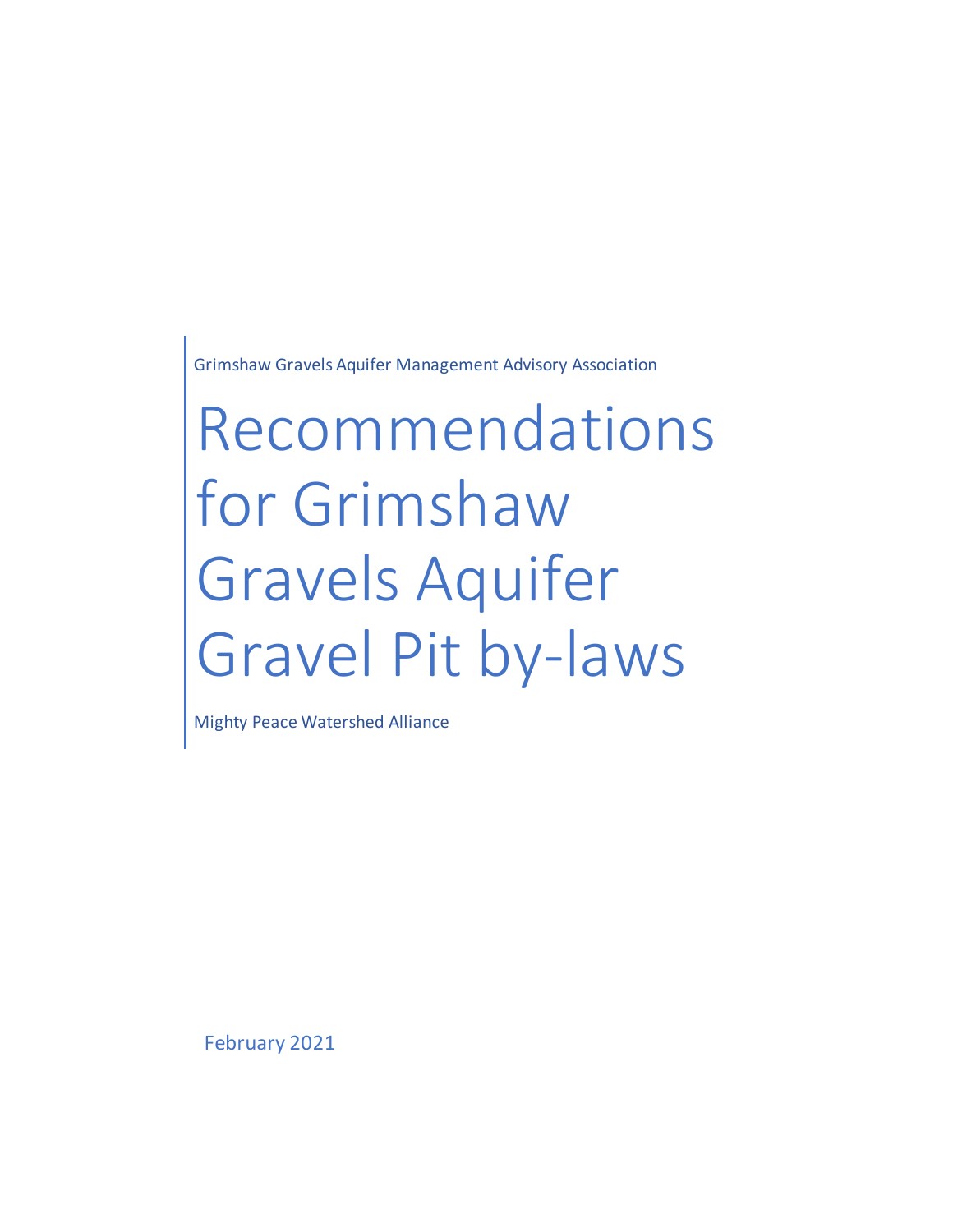Grimshaw Gravels Aquifer Management Advisory Association

# Recommendations for Grimshaw Gravels Aquifer Gravel Pit by-laws

Mighty Peace Watershed Alliance

February 2021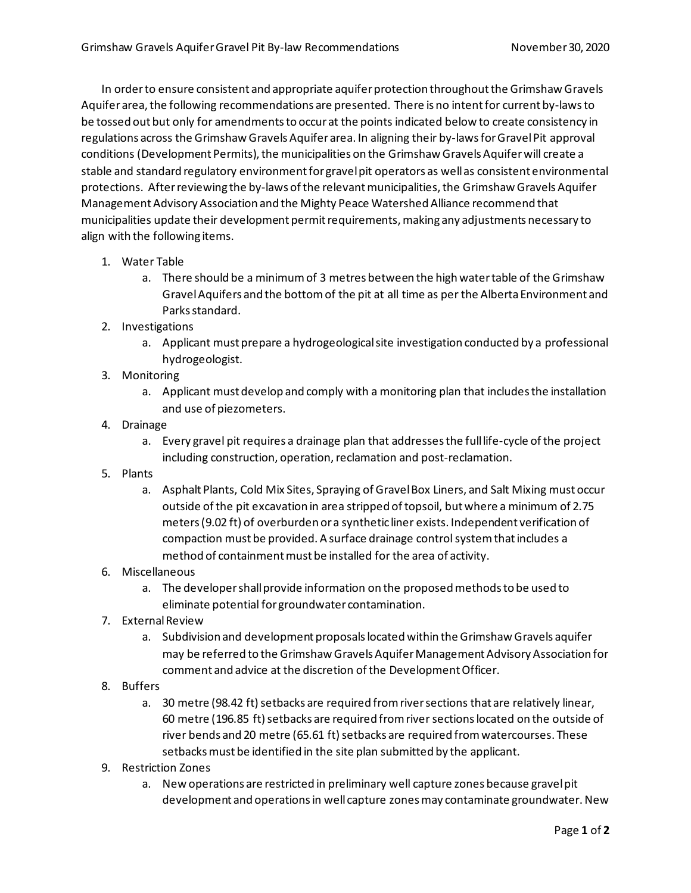In order to ensure consistent and appropriate aquifer protection throughout the Grimshaw Gravels Aquifer area, the following recommendations are presented. There is no intent for current by-laws to be tossed out but only for amendments to occur at the points indicated below to create consistency in regulations across the Grimshaw Gravels Aquifer area. In aligning their by-laws for Gravel Pit approval conditions (Development Permits), the municipalities on the Grimshaw Gravels Aquifer will create a stable and standard regulatory environment for gravel pit operators as well as consistent environmental protections. After reviewing the by-laws of the relevant municipalities, the Grimshaw Gravels Aquifer Management Advisory Association and the Mighty Peace Watershed Alliance recommend that municipalities update their development permit requirements, making any adjustments necessary to align with the following items.

1. Water Table
    a. There should be a minimum of 3 metres between the high water table of the Grimshaw Gravel Aquifers and the bottom of the pit at all time as per the Alberta Environment and Parks standard.
2. Investigations
    a. Applicant must prepare a hydrogeological site investigation conducted by a professional hydrogeologist.
3. Monitoring
    a. Applicant must develop and comply with a monitoring plan that includes the installation and use of piezometers.
4. Drainage
    a. Every gravel pit requires a drainage plan that addresses the full life-cycle of the project including construction, operation, reclamation and post-reclamation.
5. Plants
    a. Asphalt Plants, Cold Mix Sites, Spraying of Gravel Box Liners, and Salt Mixing must occur outside of the pit excavation in area stripped of topsoil, but where a minimum of 2.75 meters (9.02 ft) of overburden or a synthetic liner exists. Independent verification of compaction must be provided. A surface drainage control system that includes a method of containment must be installed for the area of activity.
6. Miscellaneous
    a. The developer shall provide information on the proposed methods to be used to eliminate potential for groundwater contamination.
7. External Review
    a. Subdivision and development proposals located within the Grimshaw Gravels aquifer may be referred to the Grimshaw Gravels Aquifer Management Advisory Association for comment and advice at the discretion of the Development Officer.
8. Buffers
    a. 30 metre (98.42 ft) setbacks are required from river sections that are relatively linear, 60 metre (196.85 ft) setbacks are required from river sections located on the outside of river bends and 20 metre (65.61 ft) setbacks are required from watercourses. These setbacks must be identified in the site plan submitted by the applicant.
9. Restriction Zones
    a. New operations are restricted in preliminary well capture zones because gravel pit development and operations in well capture zones may contaminate groundwater. New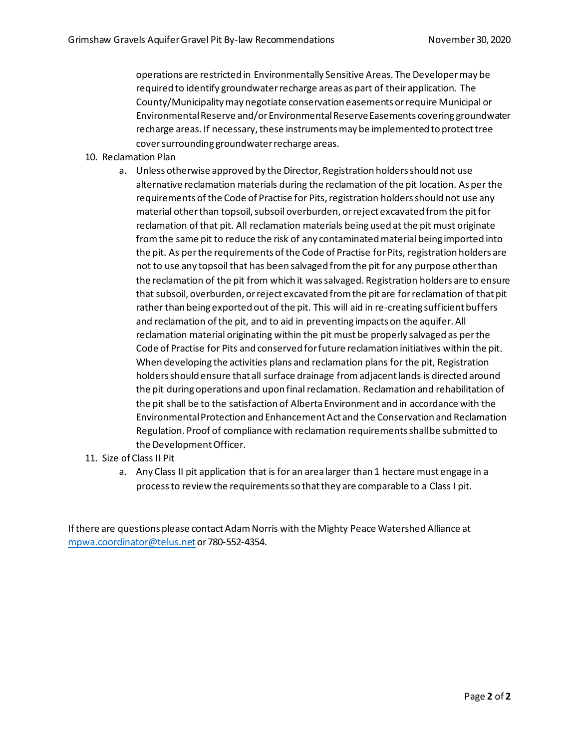operations are restricted in Environmentally Sensitive Areas. The Developer may be required to identify groundwater recharge areas as part of their application. The County/Municipality may negotiate conservation easements or require Municipal or Environmental Reserve and/or Environmental Reserve Easements covering groundwater recharge areas. If necessary, these instruments may be implemented to protect tree cover surrounding groundwater recharge areas.

10. Reclamation Plan
    a. Unless otherwise approved by the Director, Registration holders should not use alternative reclamation materials during the reclamation of the pit location. As per the requirements of the Code of Practise for Pits, registration holders should not use any material other than topsoil, subsoil overburden, or reject excavated from the pit for reclamation of that pit. All reclamation materials being used at the pit must originate from the same pit to reduce the risk of any contaminated material being imported into the pit. As per the requirements of the Code of Practise for Pits, registration holders are not to use any topsoil that has been salvaged from the pit for any purpose other than the reclamation of the pit from which it was salvaged. Registration holders are to ensure that subsoil, overburden, or reject excavated from the pit are for reclamation of that pit rather than being exported out of the pit. This will aid in re-creating sufficient buffers and reclamation of the pit, and to aid in preventing impacts on the aquifer. All reclamation material originating within the pit must be properly salvaged as per the Code of Practise for Pits and conserved for future reclamation initiatives within the pit. When developing the activities plans and reclamation plans for the pit, Registration holders should ensure that all surface drainage from adjacent lands is directed around the pit during operations and upon final reclamation. Reclamation and rehabilitation of the pit shall be to the satisfaction of Alberta Environment and in accordance with the Environmental Protection and Enhancement Act and the Conservation and Reclamation Regulation. Proof of compliance with reclamation requirements shall be submitted to the Development Officer.
11. Size of Class II Pit
    a. Any Class II pit application that is for an area larger than 1 hectare must engage in a process to review the requirements so that they are comparable to a Class I pit.

If there are questions please contact Adam Norris with the Mighty Peace Watershed Alliance at mpwa.coordinator@telus.net or 780-552-4354.